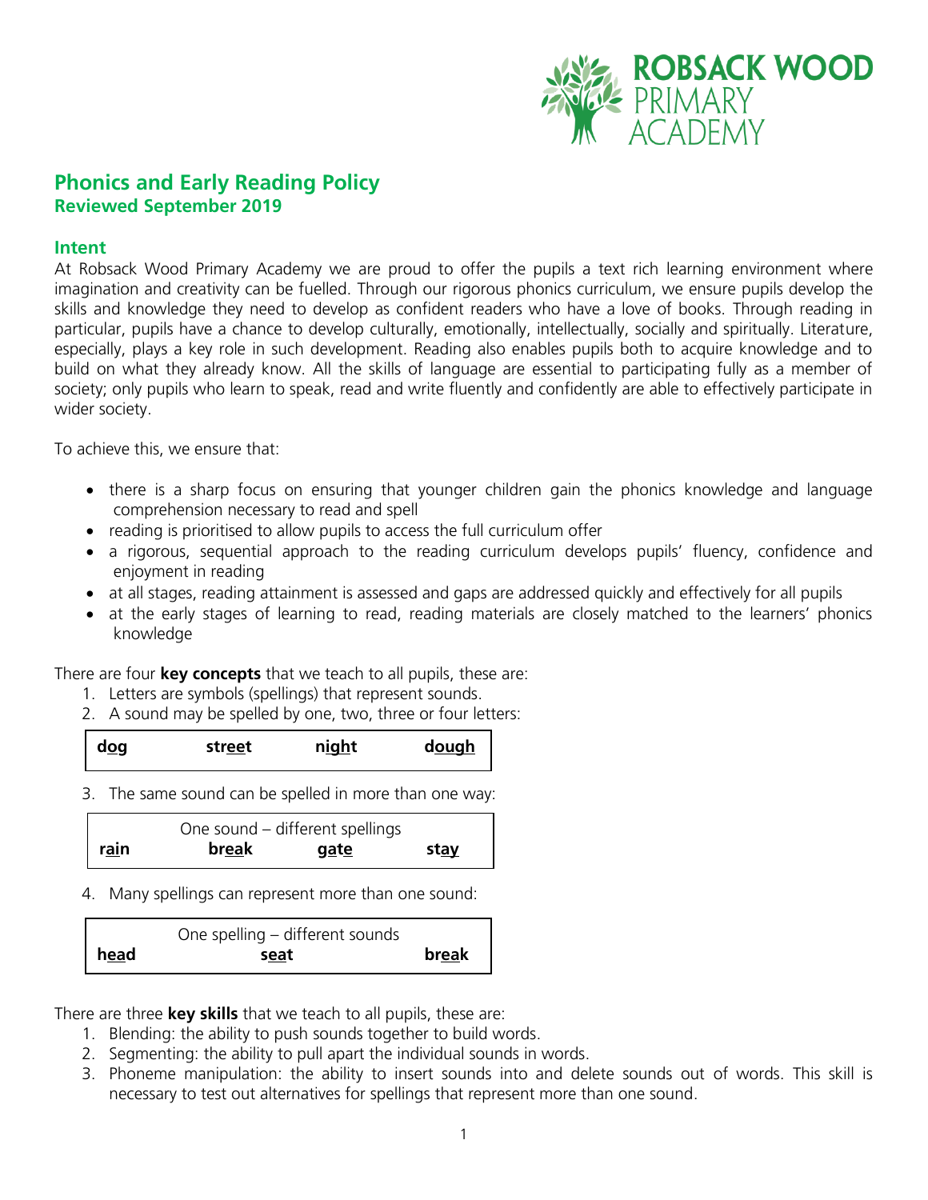ROBSACK WOOD PRIMARY ACADEMY

# Phonics and Early Reading Policy

**Reviewed September 2019**

## Intent

At Robsack Wood Primary Academy we are proud to offer the pupils a text rich learning environment where imagination and creativity can be fuelled. Through our rigorous phonics curriculum, we ensure pupils develop the skills and knowledge they need to develop as confident readers who have a love of books. Through reading in particular, pupils have a chance to develop culturally, emotionally, intellectually, socially and spiritually. Literature, especially, plays a key role in such development. Reading also enables pupils both to acquire knowledge and to build on what they already know. All the skills of language are essential to participating fully as a member of society; only pupils who learn to speak, read and write fluently and confidently are able to effectively participate in wider society.

To achieve this, we ensure that:

- there is a sharp focus on ensuring that younger children gain the phonics knowledge and language comprehension necessary to read and spell
- reading is prioritised to allow pupils to access the full curriculum offer
- a rigorous, sequential approach to the reading curriculum develops pupils' fluency, confidence and enjoyment in reading
- at all stages, reading attainment is assessed and gaps are addressed quickly and effectively for all pupils
- at the early stages of learning to read, reading materials are closely matched to the learners' phonics knowledge

There are four **key concepts** that we teach to all pupils, these are:

1. Letters are symbols (spellings) that represent sounds.
2. A sound may be spelled by one, two, three or four letters:

| **dog** | **street** | **night** | **dough** |
|---|---|---|---|

3. The same sound can be spelled in more than one way:

| One sound – different spellings | | | |
|---|---|---|---|
| **rain** | **break** | **gate** | **stay** |

4. Many spellings can represent more than one sound:

| One spelling – different sounds | | |
|---|---|---|
| **head** | **seat** | **break** |

There are three **key skills** that we teach to all pupils, these are:

1. Blending: the ability to push sounds together to build words.
2. Segmenting: the ability to pull apart the individual sounds in words.
3. Phoneme manipulation: the ability to insert sounds into and delete sounds out of words. This skill is necessary to test out alternatives for spellings that represent more than one sound.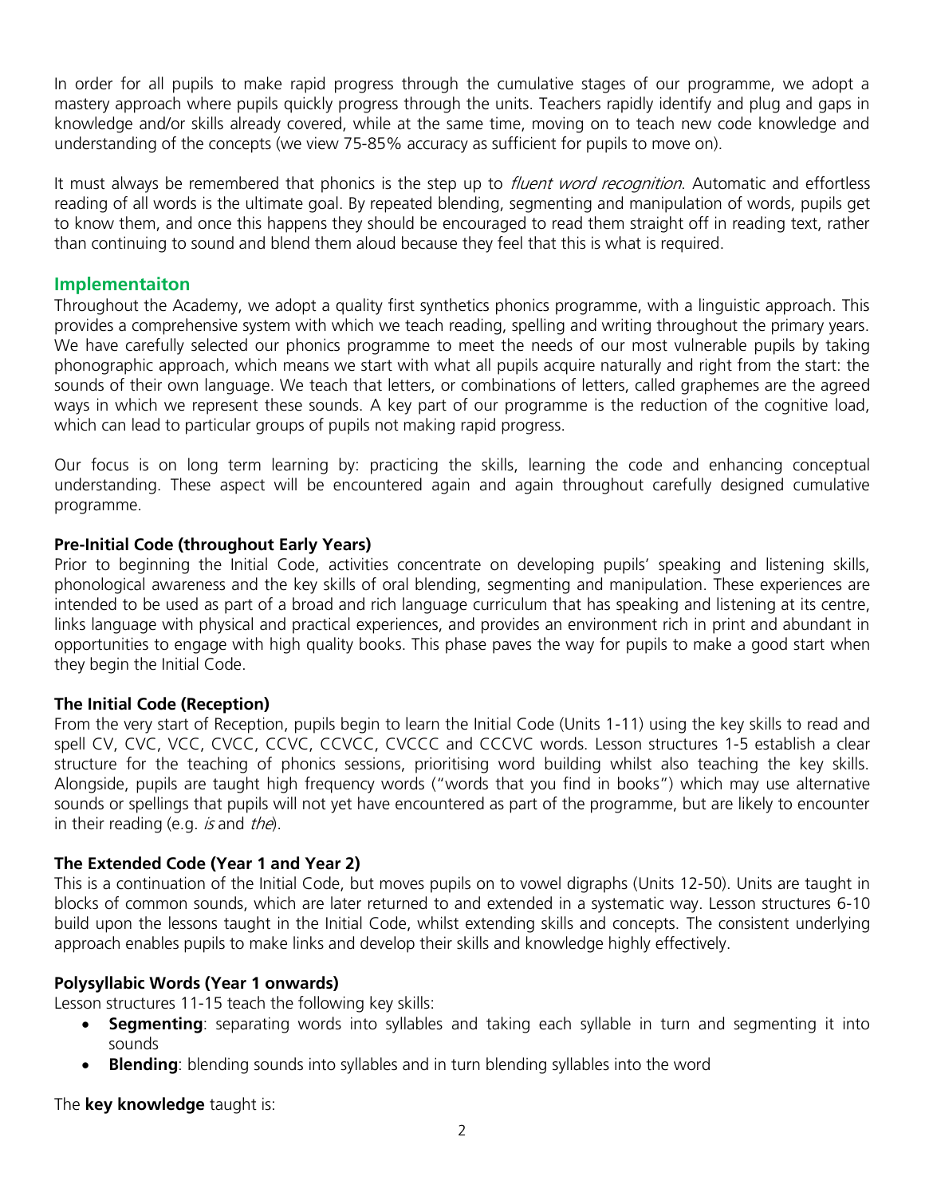In order for all pupils to make rapid progress through the cumulative stages of our programme, we adopt a mastery approach where pupils quickly progress through the units. Teachers rapidly identify and plug and gaps in knowledge and/or skills already covered, while at the same time, moving on to teach new code knowledge and understanding of the concepts (we view 75-85% accuracy as sufficient for pupils to move on).

It must always be remembered that phonics is the step up to *fluent word recognition*. Automatic and effortless reading of all words is the ultimate goal. By repeated blending, segmenting and manipulation of words, pupils get to know them, and once this happens they should be encouraged to read them straight off in reading text, rather than continuing to sound and blend them aloud because they feel that this is what is required.

## Implementaiton

Throughout the Academy, we adopt a quality first synthetics phonics programme, with a linguistic approach. This provides a comprehensive system with which we teach reading, spelling and writing throughout the primary years. We have carefully selected our phonics programme to meet the needs of our most vulnerable pupils by taking phonographic approach, which means we start with what all pupils acquire naturally and right from the start: the sounds of their own language. We teach that letters, or combinations of letters, called graphemes are the agreed ways in which we represent these sounds. A key part of our programme is the reduction of the cognitive load, which can lead to particular groups of pupils not making rapid progress.

Our focus is on long term learning by: practicing the skills, learning the code and enhancing conceptual understanding. These aspect will be encountered again and again throughout carefully designed cumulative programme.

### Pre-Initial Code (throughout Early Years)

Prior to beginning the Initial Code, activities concentrate on developing pupils' speaking and listening skills, phonological awareness and the key skills of oral blending, segmenting and manipulation. These experiences are intended to be used as part of a broad and rich language curriculum that has speaking and listening at its centre, links language with physical and practical experiences, and provides an environment rich in print and abundant in opportunities to engage with high quality books. This phase paves the way for pupils to make a good start when they begin the Initial Code.

### The Initial Code (Reception)

From the very start of Reception, pupils begin to learn the Initial Code (Units 1-11) using the key skills to read and spell CV, CVC, VCC, CVCC, CCVC, CCVCC, CVCCC and CCCVC words. Lesson structures 1-5 establish a clear structure for the teaching of phonics sessions, prioritising word building whilst also teaching the key skills. Alongside, pupils are taught high frequency words ("words that you find in books") which may use alternative sounds or spellings that pupils will not yet have encountered as part of the programme, but are likely to encounter in their reading (e.g. *is* and *the*).

### The Extended Code (Year 1 and Year 2)

This is a continuation of the Initial Code, but moves pupils on to vowel digraphs (Units 12-50). Units are taught in blocks of common sounds, which are later returned to and extended in a systematic way. Lesson structures 6-10 build upon the lessons taught in the Initial Code, whilst extending skills and concepts. The consistent underlying approach enables pupils to make links and develop their skills and knowledge highly effectively.

### Polysyllabic Words (Year 1 onwards)

Lesson structures 11-15 teach the following key skills:

- **Segmenting**: separating words into syllables and taking each syllable in turn and segmenting it into sounds
- **Blending**: blending sounds into syllables and in turn blending syllables into the word

The **key knowledge** taught is: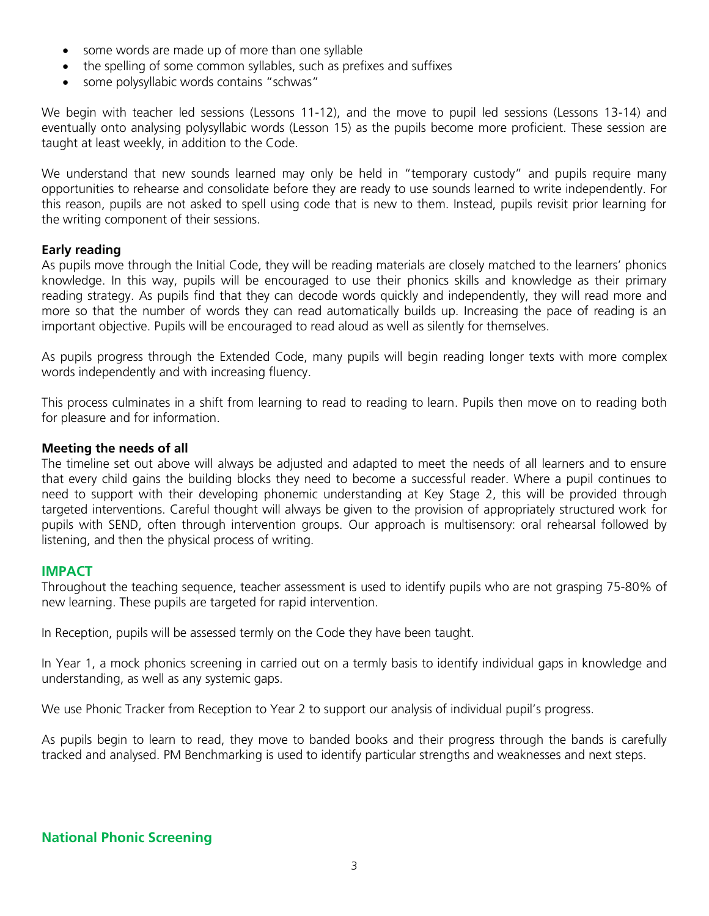- some words are made up of more than one syllable
- the spelling of some common syllables, such as prefixes and suffixes
- some polysyllabic words contains "schwas"

We begin with teacher led sessions (Lessons 11-12), and the move to pupil led sessions (Lessons 13-14) and eventually onto analysing polysyllabic words (Lesson 15) as the pupils become more proficient. These session are taught at least weekly, in addition to the Code.

We understand that new sounds learned may only be held in "temporary custody" and pupils require many opportunities to rehearse and consolidate before they are ready to use sounds learned to write independently. For this reason, pupils are not asked to spell using code that is new to them. Instead, pupils revisit prior learning for the writing component of their sessions.

**Early reading**

As pupils move through the Initial Code, they will be reading materials are closely matched to the learners' phonics knowledge. In this way, pupils will be encouraged to use their phonics skills and knowledge as their primary reading strategy. As pupils find that they can decode words quickly and independently, they will read more and more so that the number of words they can read automatically builds up. Increasing the pace of reading is an important objective. Pupils will be encouraged to read aloud as well as silently for themselves.

As pupils progress through the Extended Code, many pupils will begin reading longer texts with more complex words independently and with increasing fluency.

This process culminates in a shift from learning to read to reading to learn. Pupils then move on to reading both for pleasure and for information.

**Meeting the needs of all**

The timeline set out above will always be adjusted and adapted to meet the needs of all learners and to ensure that every child gains the building blocks they need to become a successful reader. Where a pupil continues to need to support with their developing phonemic understanding at Key Stage 2, this will be provided through targeted interventions. Careful thought will always be given to the provision of appropriately structured work for pupils with SEND, often through intervention groups. Our approach is multisensory: oral rehearsal followed by listening, and then the physical process of writing.

## IMPACT

Throughout the teaching sequence, teacher assessment is used to identify pupils who are not grasping 75-80% of new learning. These pupils are targeted for rapid intervention.

In Reception, pupils will be assessed termly on the Code they have been taught.

In Year 1, a mock phonics screening in carried out on a termly basis to identify individual gaps in knowledge and understanding, as well as any systemic gaps.

We use Phonic Tracker from Reception to Year 2 to support our analysis of individual pupil's progress.

As pupils begin to learn to read, they move to banded books and their progress through the bands is carefully tracked and analysed. PM Benchmarking is used to identify particular strengths and weaknesses and next steps.

## National Phonic Screening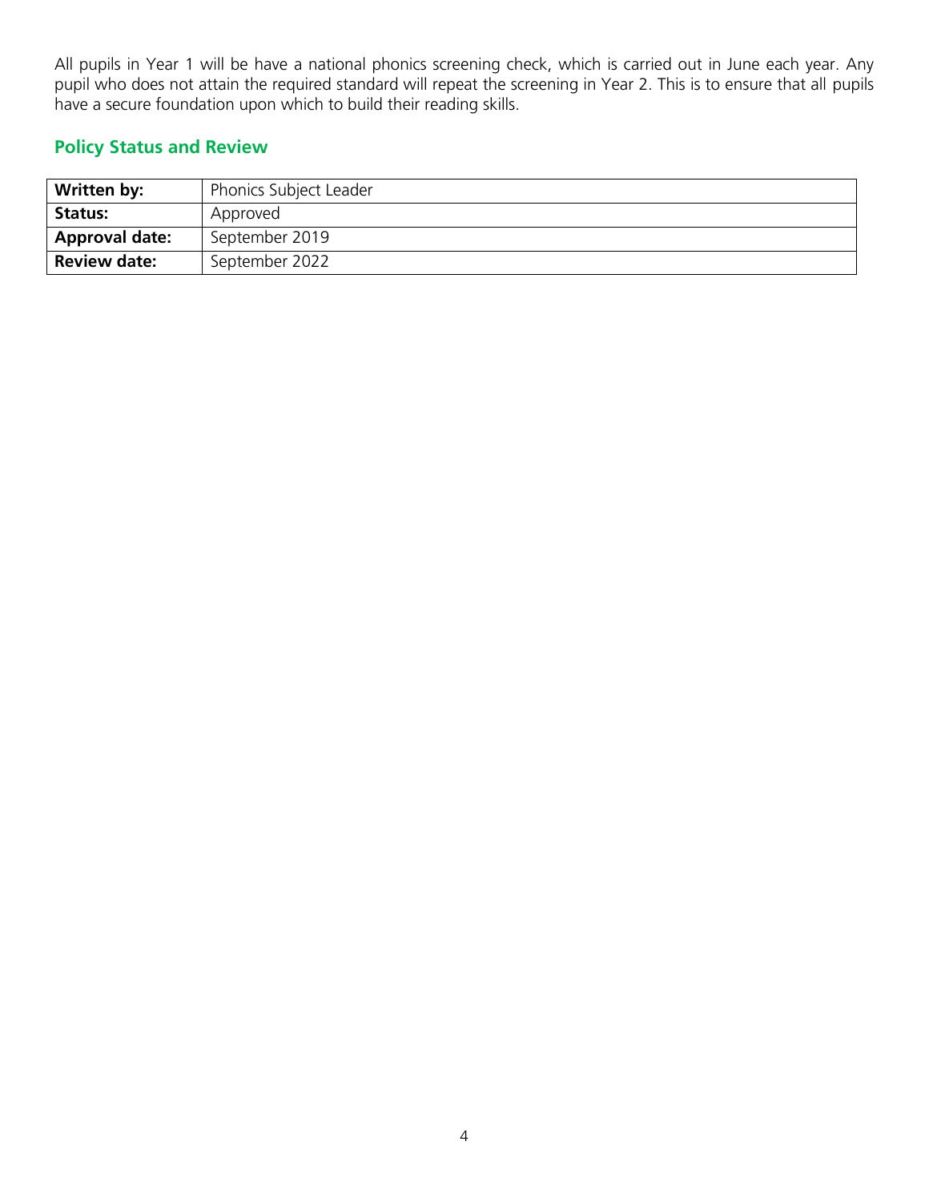All pupils in Year 1 will be have a national phonics screening check, which is carried out in June each year. Any pupil who does not attain the required standard will repeat the screening in Year 2. This is to ensure that all pupils have a secure foundation upon which to build their reading skills.

## Policy Status and Review

| | |
|---|---|
| **Written by:** | Phonics Subject Leader |
| **Status:** | Approved |
| **Approval date:** | September 2019 |
| **Review date:** | September 2022 |